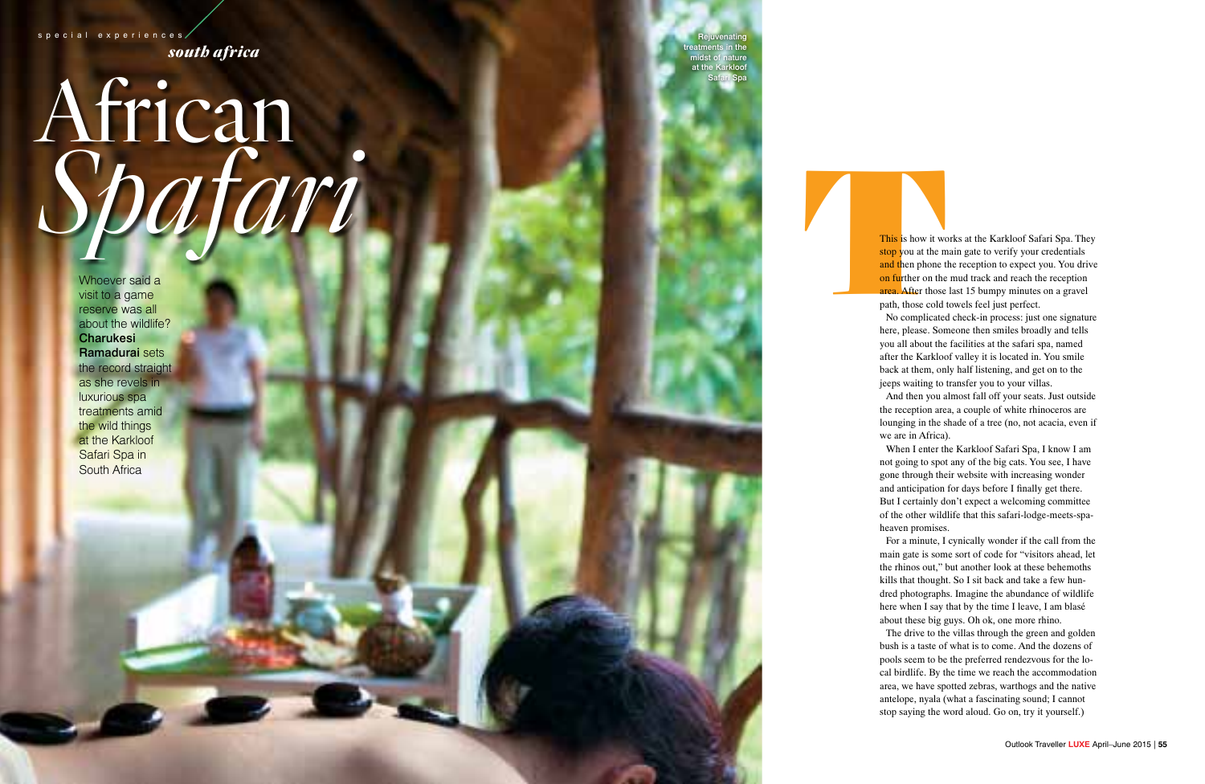special experiences

*south africa*

# African *Spafari*

Whoever said a visit to a game reserve was all about the wildlife? **Charukesi Ramadurai** sets the record straight as she revels in luxurious spa treatments amid the wild things at the Karkloof Safari Spa in South Africa

Rejuvenating treatments in the midst of nature at the Karkloof Safari Spa

This is how it works at the Karkloof Safari Spa. They stop you at the main gate to verify your credentials and then phone the reception to expect you. You drive on further on the mud track and reach the reception area. After those last 15 bumpy minutes on a gravel path, those cold towels feel just perfect.

No complicated check-in process: just one signature here, please. Someone then smiles broadly and tells you all about the facilities at the safari spa, named after the Karkloof valley it is located in. You smile back at them, only half listening, and get on to the jeeps waiting to transfer you to your villas.

And then you almost fall off your seats. Just outside the reception area, a couple of white rhinoceros are lounging in the shade of a tree (no, not acacia, even if we are in Africa).

When I enter the Karkloof Safari Spa, I know I am not going to spot any of the big cats. You see, I have gone through their website with increasing wonder and anticipation for days before I finally get there. But I certainly don't expect a welcoming committee of the other wildlife that this safari-lodge-meets-spa-heaven promises.

For a minute, I cynically wonder if the call from the main gate is some sort of code for "visitors ahead, let the rhinos out," but another look at these behemoths kills that thought. So I sit back and take a few hundred photographs. Imagine the abundance of wildlife here when I say that by the time I leave, I am blasé about these big guys. Oh ok, one more rhino.

The drive to the villas through the green and golden bush is a taste of what is to come. And the dozens of pools seem to be the preferred rendezvous for the local birdlife. By the time we reach the accommodation area, we have spotted zebras, warthogs and the native antelope, nyala (what a fascinating sound; I cannot stop saying the word aloud. Go on, try it yourself.)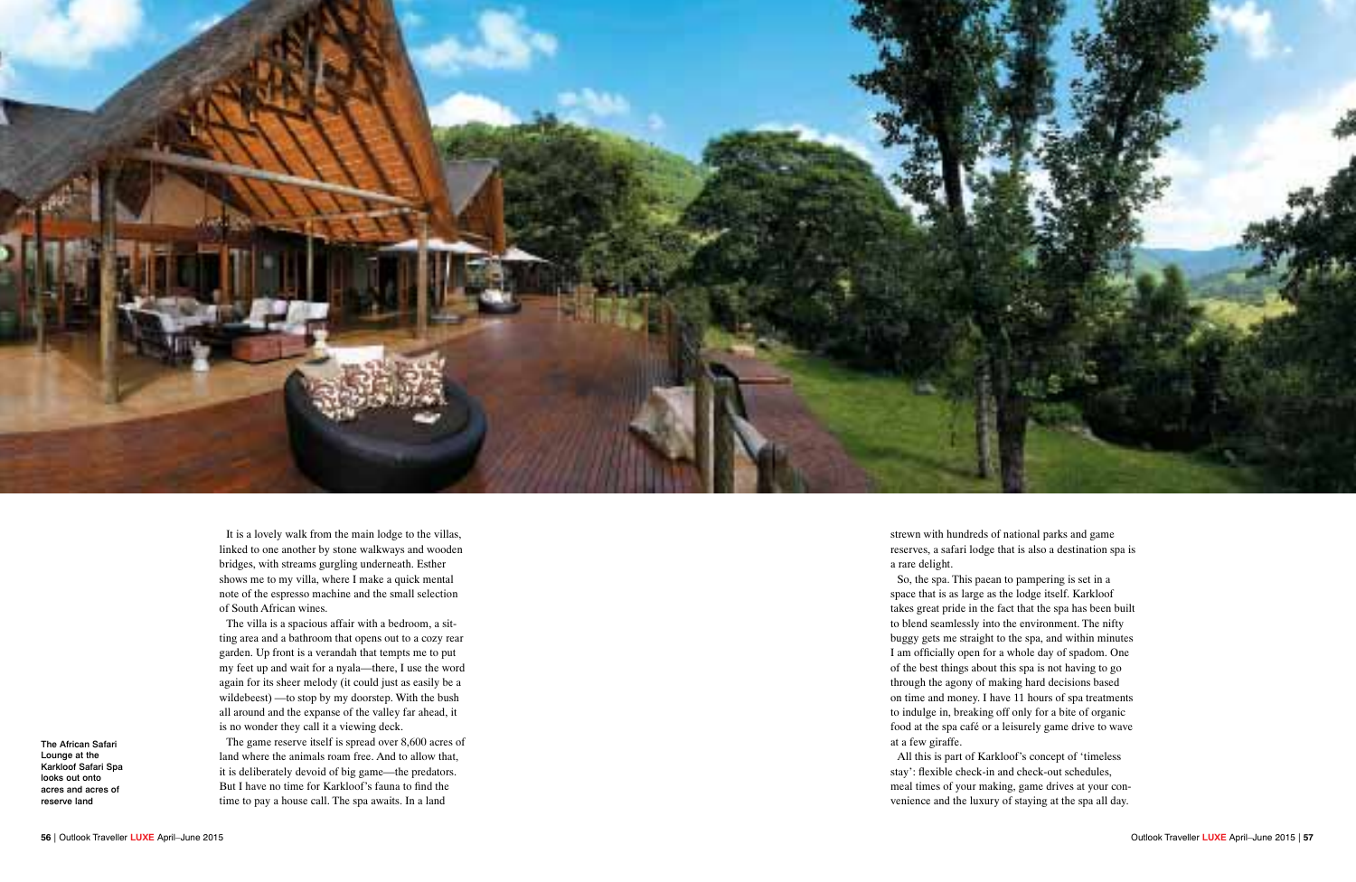It is a lovely walk from the main lodge to the villas, linked to one another by stone walkways and wooden bridges, with streams gurgling underneath. Esther shows me to my villa, where I make a quick mental note of the espresso machine and the small selection of South African wines.

The villa is a spacious affair with a bedroom, a sitting area and a bathroom that opens out to a cozy rear garden. Up front is a verandah that tempts me to put my feet up and wait for a nyala—there, I use the word again for its sheer melody (it could just as easily be a wildebeest) —to stop by my doorstep. With the bush all around and the expanse of the valley far ahead, it is no wonder they call it a viewing deck.

The game reserve itself is spread over 8,600 acres of land where the animals roam free. And to allow that, it is deliberately devoid of big game—the predators. But I have no time for Karkloof's fauna to find the time to pay a house call. The spa awaits. In a land strewn with hundreds of national parks and game reserves, a safari lodge that is also a destination spa is a rare delight.

So, the spa. This paean to pampering is set in a space that is as large as the lodge itself. Karkloof takes great pride in the fact that the spa has been built to blend seamlessly into the environment. The nifty buggy gets me straight to the spa, and within minutes I am officially open for a whole day of spadom. One of the best things about this spa is not having to go through the agony of making hard decisions based on time and money. I have 11 hours of spa treatments to indulge in, breaking off only for a bite of organic food at the spa café or a leisurely game drive to wave at a few giraffe.

All this is part of Karkloof's concept of 'timeless stay': flexible check-in and check-out schedules, meal times of your making, game drives at your convenience and the luxury of staying at the spa all day.

The African Safari Lounge at the Karkloof Safari Spa looks out onto acres and acres of reserve land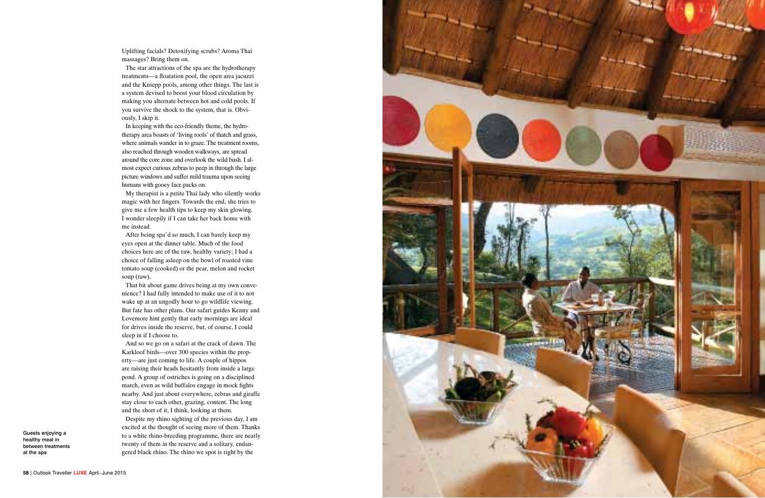Uplifting facials? Detoxifying scrubs? Aroma Thai massages? Bring them on.

The star attractions of the spa are the hydrotherapy treatments—a floatation pool, the open area jacuzzi and the Kniepp pools, among other things. The last is a system devised to boost your blood circulation by making you alternate between hot and cold pools. If you survive the shock to the system, that is. Obviously, I skip it.

In keeping with the eco-friendly theme, the hydrotherapy area boasts of 'living roofs' of thatch and grass, where animals wander in to graze. The treatment rooms, also reached through wooden walkways, are spread around the core zone and overlook the wild bush. I almost expect curious zebras to peep in through the large picture windows and suffer mild trauma upon seeing humans with gooey face packs on.

My therapist is a petite Thai lady who silently works magic with her fingers. Towards the end, she tries to give me a few health tips to keep my skin glowing. I wonder sleepily if I can take her back home with me instead.

After being spa'd so much, I can barely keep my eyes open at the dinner table. Much of the food choices here are of the raw, healthy variety; I had a choice of falling asleep on the bowl of roasted vine tomato soup (cooked) or the pear, melon and rocket soup (raw).

That bit about game drives being at my own convenience? I had fully intended to make use of it to not wake up at an ungodly hour to go wildlife viewing. But fate has other plans. Our safari guides Kenny and Lovemore hint gently that early mornings are ideal for drives inside the reserve, but, of course, I could sleep in if I choose to.

And so we go on a safari at the crack of dawn. The Karkloof birds—over 300 species within the property—are just coming to life. A couple of hippos are raising their heads hesitantly from inside a large pond. A group of ostriches is going on a disciplined march, even as wild buffalos engage in mock fights nearby. And just about everywhere, zebras and giraffe stay close to each other, grazing, content. The long and the short of it, I think, looking at them.

Despite my rhino sighting of the previous day, I am excited at the thought of seeing more of them. Thanks to a white rhino-breeding programme, there are nearly twenty of them in the reserve and a solitary, endangered black rhino. The rhino we spot is right by the

Guests enjoying a healthy meal in between treatments at the spa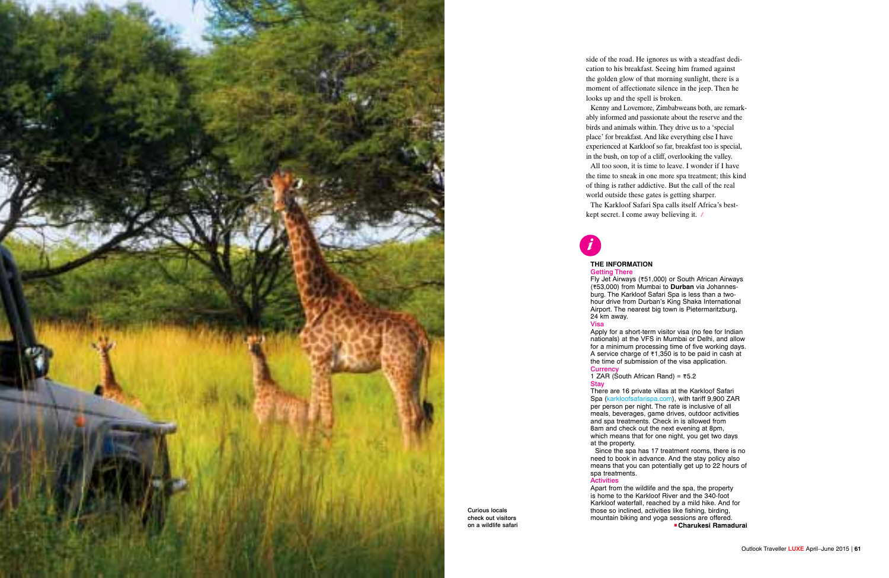side of the road. He ignores us with a steadfast dedication to his breakfast. Seeing him framed against the golden glow of that morning sunlight, there is a moment of affectionate silence in the jeep. Then he looks up and the spell is broken.

Kenny and Lovemore, Zimbabweans both, are remarkably informed and passionate about the reserve and the birds and animals within. They drive us to a 'special place' for breakfast. And like everything else I have experienced at Karkloof so far, breakfast too is special, in the bush, on top of a cliff, overlooking the valley.

All too soon, it is time to leave. I wonder if I have the time to sneak in one more spa treatment; this kind of thing is rather addictive. But the call of the real world outside these gates is getting sharper.

The Karkloof Safari Spa calls itself Africa's best-kept secret. I come away believing it. /

Curious locals check out visitors on a wildlife safari

### THE INFORMATION

**Getting There**

Fly Jet Airways (₹51,000) or South African Airways (₹53,000) from Mumbai to **Durban** via Johannesburg. The Karkloof Safari Spa is less than a two-hour drive from Durban's King Shaka International Airport. The nearest big town is Pietermaritzburg, 24 km away.

**Visa**

Apply for a short-term visitor visa (no fee for Indian nationals) at the VFS in Mumbai or Delhi, and allow for a minimum processing time of five working days. A service charge of ₹1,350 is to be paid in cash at the time of submission of the visa application.

**Currency**

1 ZAR (South African Rand) = ₹5.2

**Stay**

There are 16 private villas at the Karkloof Safari Spa (karkloofsafarispa.com), with tariff 9,900 ZAR per person per night. The rate is inclusive of all meals, beverages, game drives, outdoor activities and spa treatments. Check in is allowed from 8am and check out the next evening at 8pm, which means that for one night, you get two days at the property.

Since the spa has 17 treatment rooms, there is no need to book in advance. And the stay policy also means that you can potentially get up to 22 hours of spa treatments.

**Activities**

Apart from the wildlife and the spa, the property is home to the Karkloof River and the 340-foot Karkloof waterfall, reached by a mild hike. And for those so inclined, activities like fishing, birding, mountain biking and yoga sessions are offered.

■ **Charukesi Ramadurai**